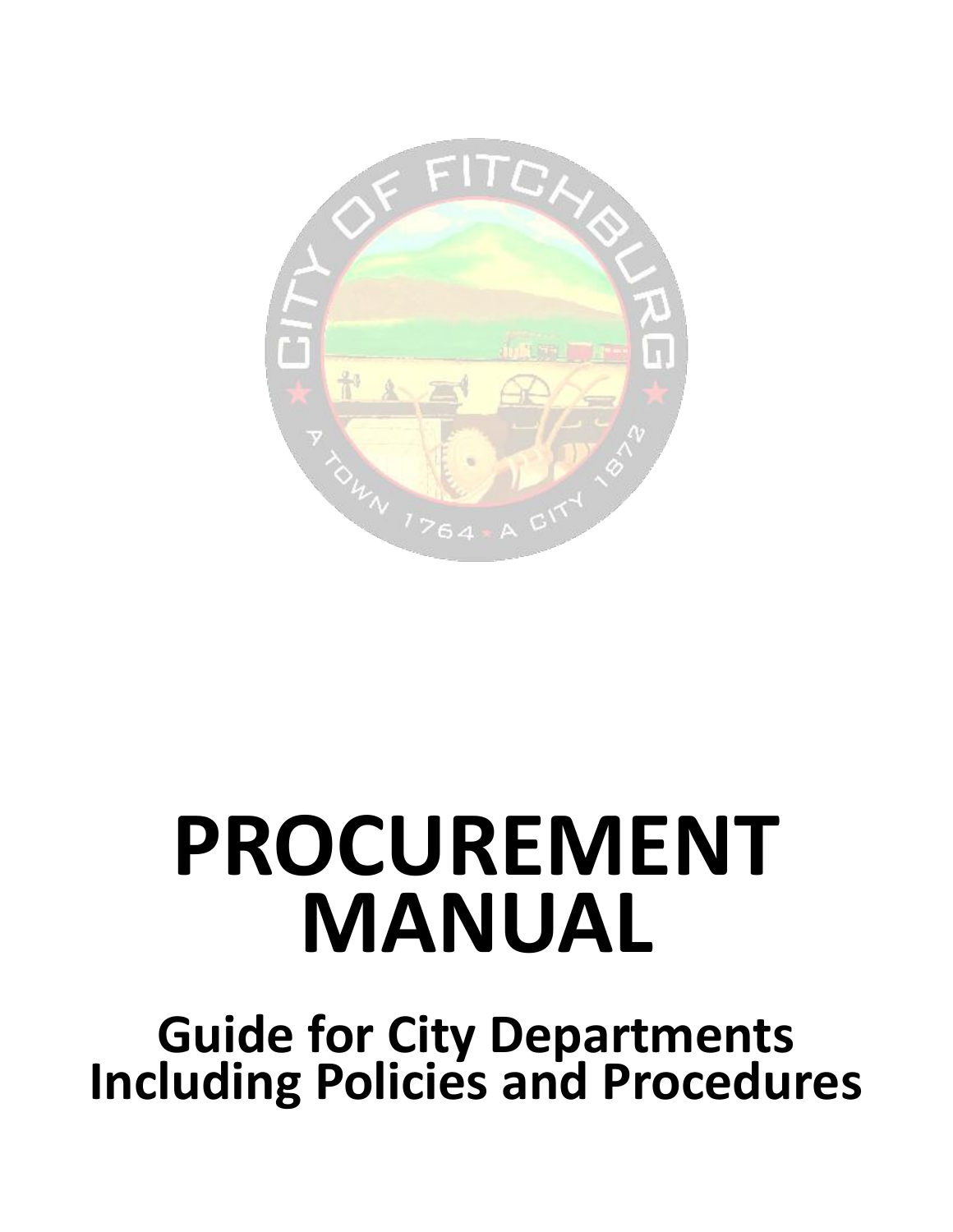# PROCUREMENT MANUAL

## Guide for City Departments Including Policies and Procedures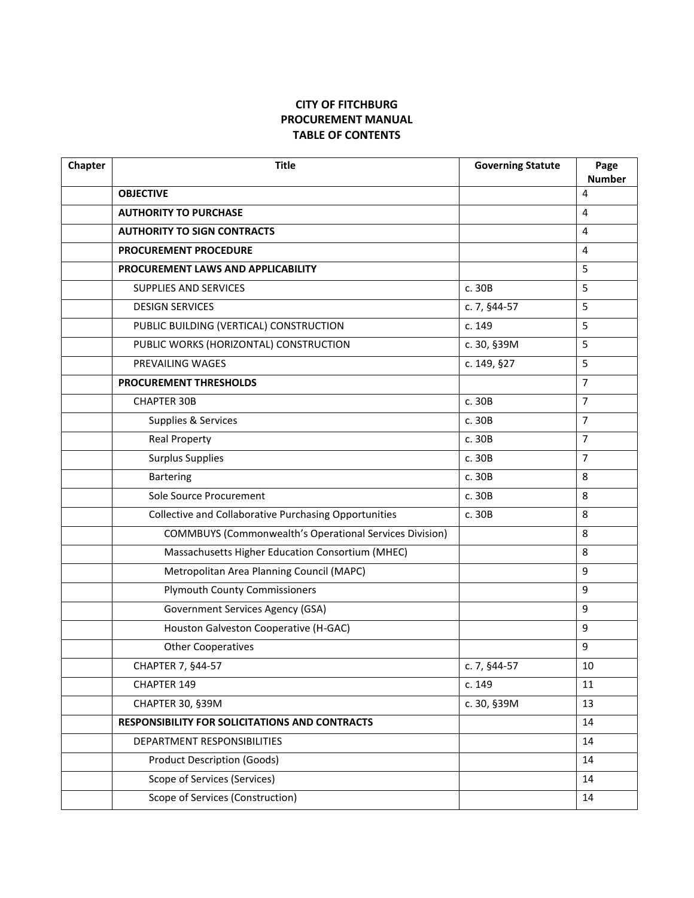# CITY OF FITCHBURG
# PROCUREMENT MANUAL
# TABLE OF CONTENTS

| Chapter | Title | Governing Statute | Page Number |
|---|---|---|---|
| | **OBJECTIVE** | | 4 |
| | **AUTHORITY TO PURCHASE** | | 4 |
| | **AUTHORITY TO SIGN CONTRACTS** | | 4 |
| | **PROCUREMENT PROCEDURE** | | 4 |
| | **PROCUREMENT LAWS AND APPLICABILITY** | | 5 |
| | SUPPLIES AND SERVICES | c. 30B | 5 |
| | DESIGN SERVICES | c. 7, §44-57 | 5 |
| | PUBLIC BUILDING (VERTICAL) CONSTRUCTION | c. 149 | 5 |
| | PUBLIC WORKS (HORIZONTAL) CONSTRUCTION | c. 30, §39M | 5 |
| | PREVAILING WAGES | c. 149, §27 | 5 |
| | **PROCUREMENT THRESHOLDS** | | 7 |
| | CHAPTER 30B | c. 30B | 7 |
| | Supplies & Services | c. 30B | 7 |
| | Real Property | c. 30B | 7 |
| | Surplus Supplies | c. 30B | 7 |
| | Bartering | c. 30B | 8 |
| | Sole Source Procurement | c. 30B | 8 |
| | Collective and Collaborative Purchasing Opportunities | c. 30B | 8 |
| | COMMBUYS (Commonwealth's Operational Services Division) | | 8 |
| | Massachusetts Higher Education Consortium (MHEC) | | 8 |
| | Metropolitan Area Planning Council (MAPC) | | 9 |
| | Plymouth County Commissioners | | 9 |
| | Government Services Agency (GSA) | | 9 |
| | Houston Galveston Cooperative (H-GAC) | | 9 |
| | Other Cooperatives | | 9 |
| | CHAPTER 7, §44-57 | c. 7, §44-57 | 10 |
| | CHAPTER 149 | c. 149 | 11 |
| | CHAPTER 30, §39M | c. 30, §39M | 13 |
| | **RESPONSIBILITY FOR SOLICITATIONS AND CONTRACTS** | | 14 |
| | DEPARTMENT RESPONSIBILITIES | | 14 |
| | Product Description (Goods) | | 14 |
| | Scope of Services (Services) | | 14 |
| | Scope of Services (Construction) | | 14 |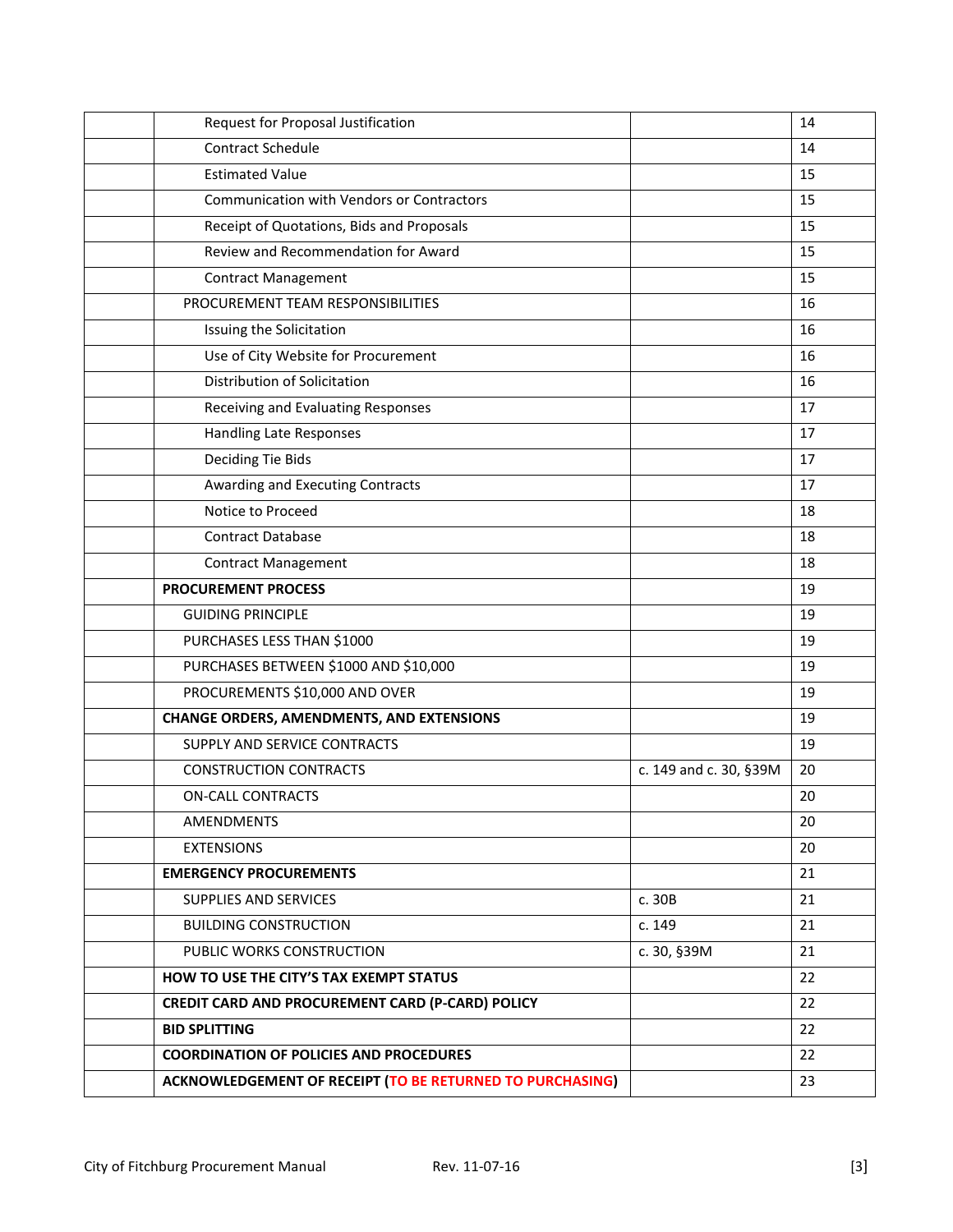| | | | |
|---|---|---|---|
| | Request for Proposal Justification | | 14 |
| | Contract Schedule | | 14 |
| | Estimated Value | | 15 |
| | Communication with Vendors or Contractors | | 15 |
| | Receipt of Quotations, Bids and Proposals | | 15 |
| | Review and Recommendation for Award | | 15 |
| | Contract Management | | 15 |
| | PROCUREMENT TEAM RESPONSIBILITIES | | 16 |
| | Issuing the Solicitation | | 16 |
| | Use of City Website for Procurement | | 16 |
| | Distribution of Solicitation | | 16 |
| | Receiving and Evaluating Responses | | 17 |
| | Handling Late Responses | | 17 |
| | Deciding Tie Bids | | 17 |
| | Awarding and Executing Contracts | | 17 |
| | Notice to Proceed | | 18 |
| | Contract Database | | 18 |
| | Contract Management | | 18 |
| | **PROCUREMENT PROCESS** | | 19 |
| | GUIDING PRINCIPLE | | 19 |
| | PURCHASES LESS THAN $1000 | | 19 |
| | PURCHASES BETWEEN $1000 AND $10,000 | | 19 |
| | PROCUREMENTS $10,000 AND OVER | | 19 |
| | **CHANGE ORDERS, AMENDMENTS, AND EXTENSIONS** | | 19 |
| | SUPPLY AND SERVICE CONTRACTS | | 19 |
| | CONSTRUCTION CONTRACTS | c. 149 and c. 30, §39M | 20 |
| | ON-CALL CONTRACTS | | 20 |
| | AMENDMENTS | | 20 |
| | EXTENSIONS | | 20 |
| | **EMERGENCY PROCUREMENTS** | | 21 |
| | SUPPLIES AND SERVICES | c. 30B | 21 |
| | BUILDING CONSTRUCTION | c. 149 | 21 |
| | PUBLIC WORKS CONSTRUCTION | c. 30, §39M | 21 |
| | **HOW TO USE THE CITY'S TAX EXEMPT STATUS** | | 22 |
| | **CREDIT CARD AND PROCUREMENT CARD (P-CARD) POLICY** | | 22 |
| | **BID SPLITTING** | | 22 |
| | **COORDINATION OF POLICIES AND PROCEDURES** | | 22 |
| | **ACKNOWLEDGEMENT OF RECEIPT (TO BE RETURNED TO PURCHASING)** | | 23 |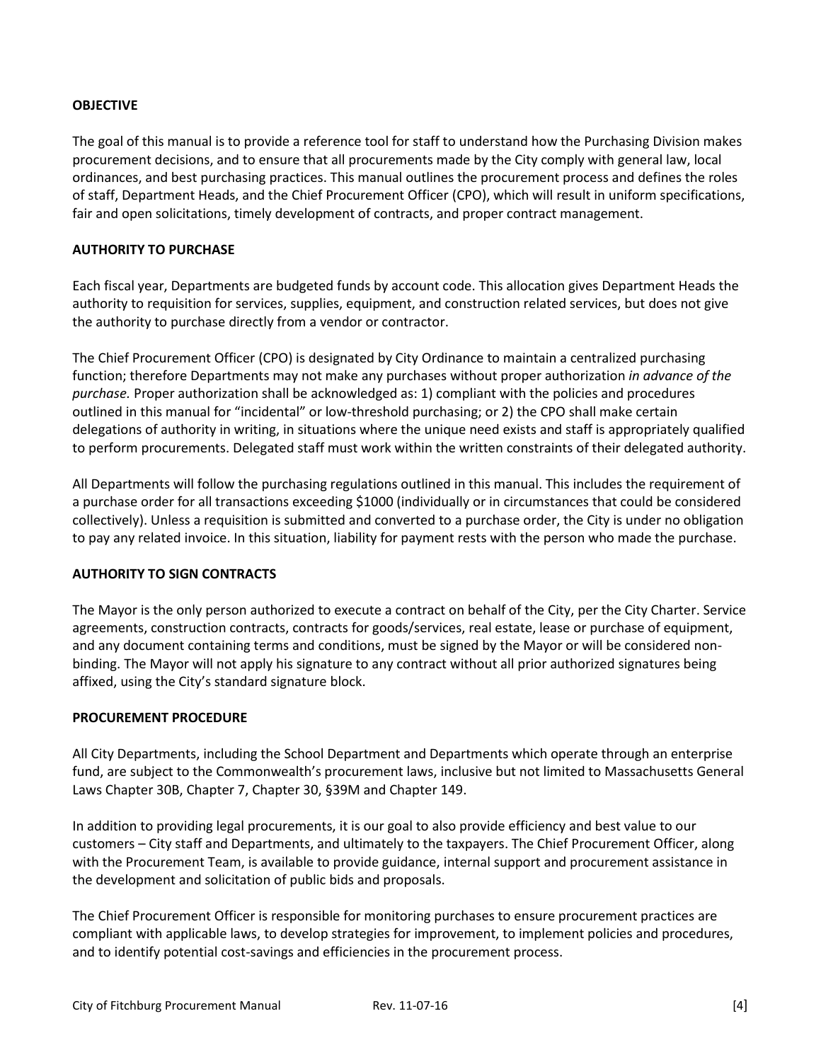**OBJECTIVE**

The goal of this manual is to provide a reference tool for staff to understand how the Purchasing Division makes procurement decisions, and to ensure that all procurements made by the City comply with general law, local ordinances, and best purchasing practices. This manual outlines the procurement process and defines the roles of staff, Department Heads, and the Chief Procurement Officer (CPO), which will result in uniform specifications, fair and open solicitations, timely development of contracts, and proper contract management.

**AUTHORITY TO PURCHASE**

Each fiscal year, Departments are budgeted funds by account code. This allocation gives Department Heads the authority to requisition for services, supplies, equipment, and construction related services, but does not give the authority to purchase directly from a vendor or contractor.

The Chief Procurement Officer (CPO) is designated by City Ordinance to maintain a centralized purchasing function; therefore Departments may not make any purchases without proper authorization *in advance of the purchase.* Proper authorization shall be acknowledged as: 1) compliant with the policies and procedures outlined in this manual for "incidental" or low-threshold purchasing; or 2) the CPO shall make certain delegations of authority in writing, in situations where the unique need exists and staff is appropriately qualified to perform procurements. Delegated staff must work within the written constraints of their delegated authority.

All Departments will follow the purchasing regulations outlined in this manual. This includes the requirement of a purchase order for all transactions exceeding $1000 (individually or in circumstances that could be considered collectively). Unless a requisition is submitted and converted to a purchase order, the City is under no obligation to pay any related invoice. In this situation, liability for payment rests with the person who made the purchase.

**AUTHORITY TO SIGN CONTRACTS**

The Mayor is the only person authorized to execute a contract on behalf of the City, per the City Charter. Service agreements, construction contracts, contracts for goods/services, real estate, lease or purchase of equipment, and any document containing terms and conditions, must be signed by the Mayor or will be considered non-binding. The Mayor will not apply his signature to any contract without all prior authorized signatures being affixed, using the City's standard signature block.

**PROCUREMENT PROCEDURE**

All City Departments, including the School Department and Departments which operate through an enterprise fund, are subject to the Commonwealth's procurement laws, inclusive but not limited to Massachusetts General Laws Chapter 30B, Chapter 7, Chapter 30, §39M and Chapter 149.

In addition to providing legal procurements, it is our goal to also provide efficiency and best value to our customers – City staff and Departments, and ultimately to the taxpayers. The Chief Procurement Officer, along with the Procurement Team, is available to provide guidance, internal support and procurement assistance in the development and solicitation of public bids and proposals.

The Chief Procurement Officer is responsible for monitoring purchases to ensure procurement practices are compliant with applicable laws, to develop strategies for improvement, to implement policies and procedures, and to identify potential cost-savings and efficiencies in the procurement process.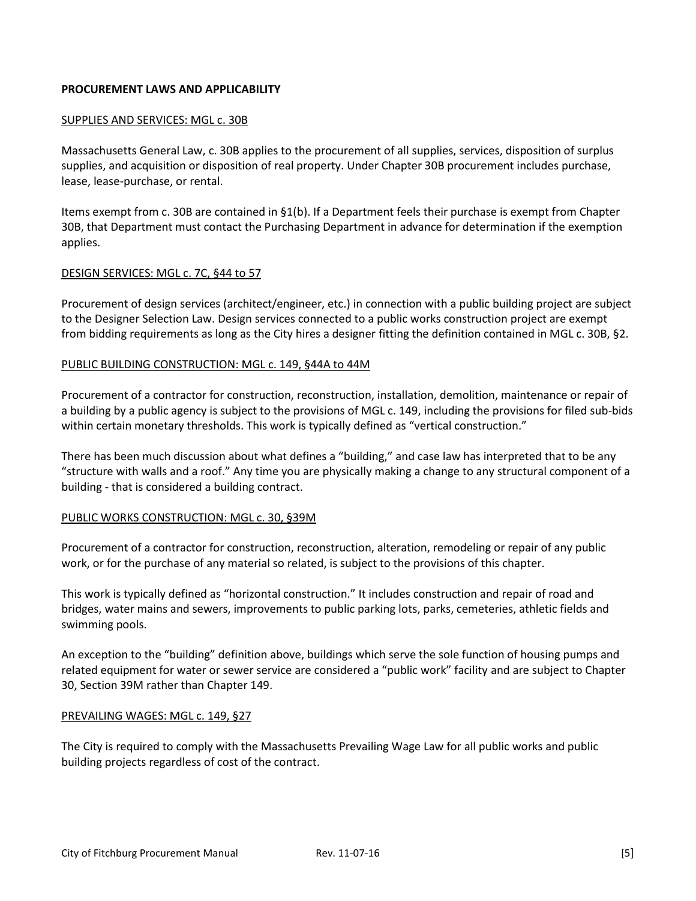## PROCUREMENT LAWS AND APPLICABILITY

### SUPPLIES AND SERVICES: MGL c. 30B

Massachusetts General Law, c. 30B applies to the procurement of all supplies, services, disposition of surplus supplies, and acquisition or disposition of real property. Under Chapter 30B procurement includes purchase, lease, lease-purchase, or rental.

Items exempt from c. 30B are contained in §1(b). If a Department feels their purchase is exempt from Chapter 30B, that Department must contact the Purchasing Department in advance for determination if the exemption applies.

### DESIGN SERVICES: MGL c. 7C, §44 to 57

Procurement of design services (architect/engineer, etc.) in connection with a public building project are subject to the Designer Selection Law. Design services connected to a public works construction project are exempt from bidding requirements as long as the City hires a designer fitting the definition contained in MGL c. 30B, §2.

### PUBLIC BUILDING CONSTRUCTION: MGL c. 149, §44A to 44M

Procurement of a contractor for construction, reconstruction, installation, demolition, maintenance or repair of a building by a public agency is subject to the provisions of MGL c. 149, including the provisions for filed sub-bids within certain monetary thresholds. This work is typically defined as "vertical construction."

There has been much discussion about what defines a "building," and case law has interpreted that to be any "structure with walls and a roof." Any time you are physically making a change to any structural component of a building - that is considered a building contract.

### PUBLIC WORKS CONSTRUCTION: MGL c. 30, §39M

Procurement of a contractor for construction, reconstruction, alteration, remodeling or repair of any public work, or for the purchase of any material so related, is subject to the provisions of this chapter.

This work is typically defined as "horizontal construction." It includes construction and repair of road and bridges, water mains and sewers, improvements to public parking lots, parks, cemeteries, athletic fields and swimming pools.

An exception to the "building" definition above, buildings which serve the sole function of housing pumps and related equipment for water or sewer service are considered a "public work" facility and are subject to Chapter 30, Section 39M rather than Chapter 149.

### PREVAILING WAGES: MGL c. 149, §27

The City is required to comply with the Massachusetts Prevailing Wage Law for all public works and public building projects regardless of cost of the contract.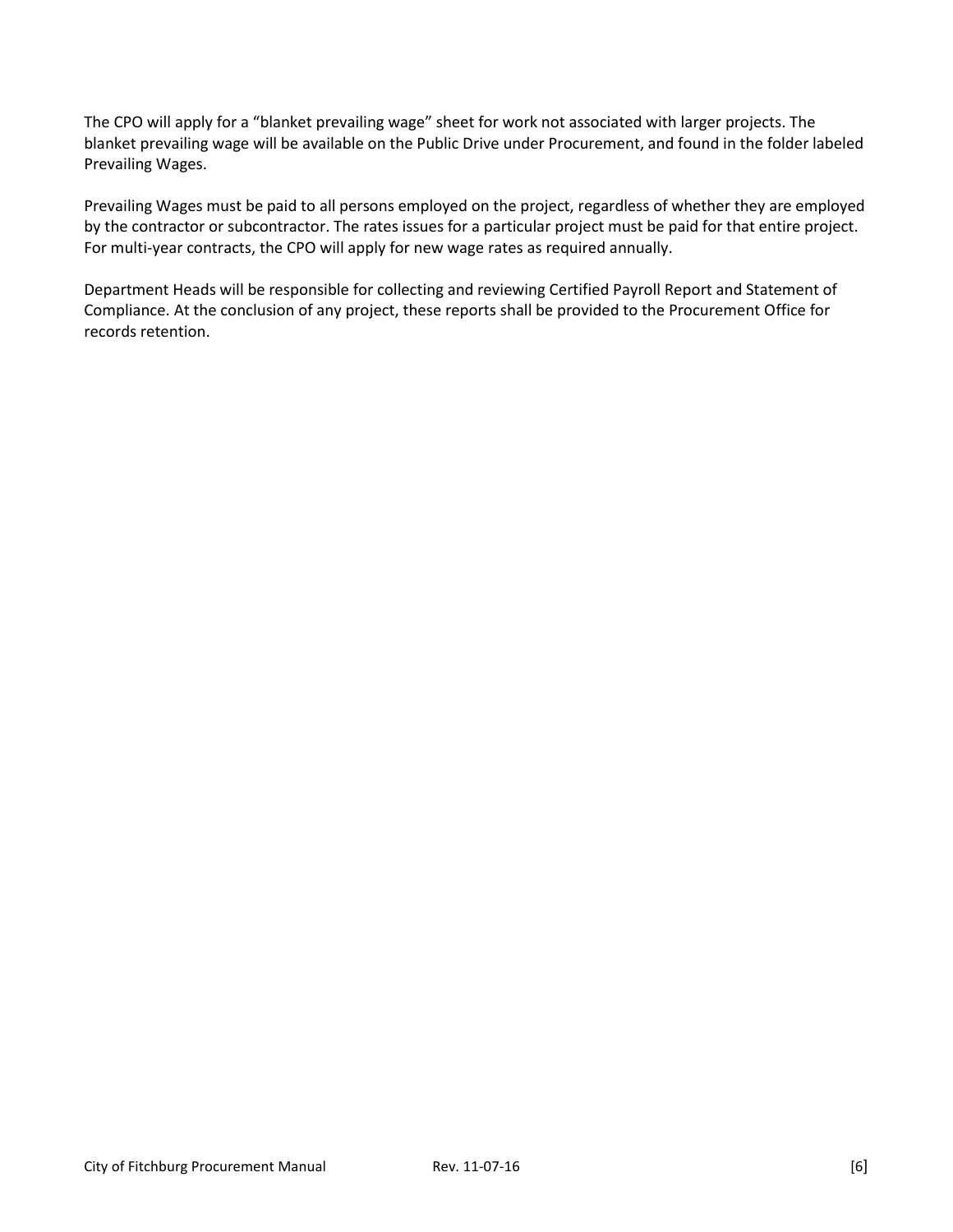The CPO will apply for a "blanket prevailing wage" sheet for work not associated with larger projects. The blanket prevailing wage will be available on the Public Drive under Procurement, and found in the folder labeled Prevailing Wages.

Prevailing Wages must be paid to all persons employed on the project, regardless of whether they are employed by the contractor or subcontractor. The rates issues for a particular project must be paid for that entire project. For multi-year contracts, the CPO will apply for new wage rates as required annually.

Department Heads will be responsible for collecting and reviewing Certified Payroll Report and Statement of Compliance. At the conclusion of any project, these reports shall be provided to the Procurement Office for records retention.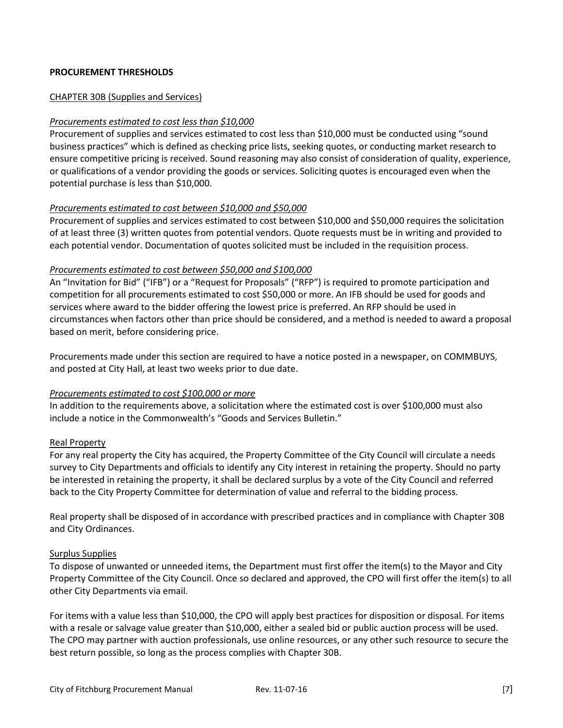**PROCUREMENT THRESHOLDS**

CHAPTER 30B (Supplies and Services)

*Procurements estimated to cost less than $10,000*

Procurement of supplies and services estimated to cost less than $10,000 must be conducted using "sound business practices" which is defined as checking price lists, seeking quotes, or conducting market research to ensure competitive pricing is received. Sound reasoning may also consist of consideration of quality, experience, or qualifications of a vendor providing the goods or services. Soliciting quotes is encouraged even when the potential purchase is less than $10,000.

*Procurements estimated to cost between $10,000 and $50,000*

Procurement of supplies and services estimated to cost between $10,000 and $50,000 requires the solicitation of at least three (3) written quotes from potential vendors. Quote requests must be in writing and provided to each potential vendor. Documentation of quotes solicited must be included in the requisition process.

*Procurements estimated to cost between $50,000 and $100,000*

An "Invitation for Bid" ("IFB") or a "Request for Proposals" ("RFP") is required to promote participation and competition for all procurements estimated to cost $50,000 or more. An IFB should be used for goods and services where award to the bidder offering the lowest price is preferred. An RFP should be used in circumstances when factors other than price should be considered, and a method is needed to award a proposal based on merit, before considering price.

Procurements made under this section are required to have a notice posted in a newspaper, on COMMBUYS, and posted at City Hall, at least two weeks prior to due date.

*Procurements estimated to cost $100,000 or more*

In addition to the requirements above, a solicitation where the estimated cost is over $100,000 must also include a notice in the Commonwealth's "Goods and Services Bulletin."

Real Property

For any real property the City has acquired, the Property Committee of the City Council will circulate a needs survey to City Departments and officials to identify any City interest in retaining the property. Should no party be interested in retaining the property, it shall be declared surplus by a vote of the City Council and referred back to the City Property Committee for determination of value and referral to the bidding process.

Real property shall be disposed of in accordance with prescribed practices and in compliance with Chapter 30B and City Ordinances.

Surplus Supplies

To dispose of unwanted or unneeded items, the Department must first offer the item(s) to the Mayor and City Property Committee of the City Council. Once so declared and approved, the CPO will first offer the item(s) to all other City Departments via email.

For items with a value less than $10,000, the CPO will apply best practices for disposition or disposal. For items with a resale or salvage value greater than $10,000, either a sealed bid or public auction process will be used. The CPO may partner with auction professionals, use online resources, or any other such resource to secure the best return possible, so long as the process complies with Chapter 30B.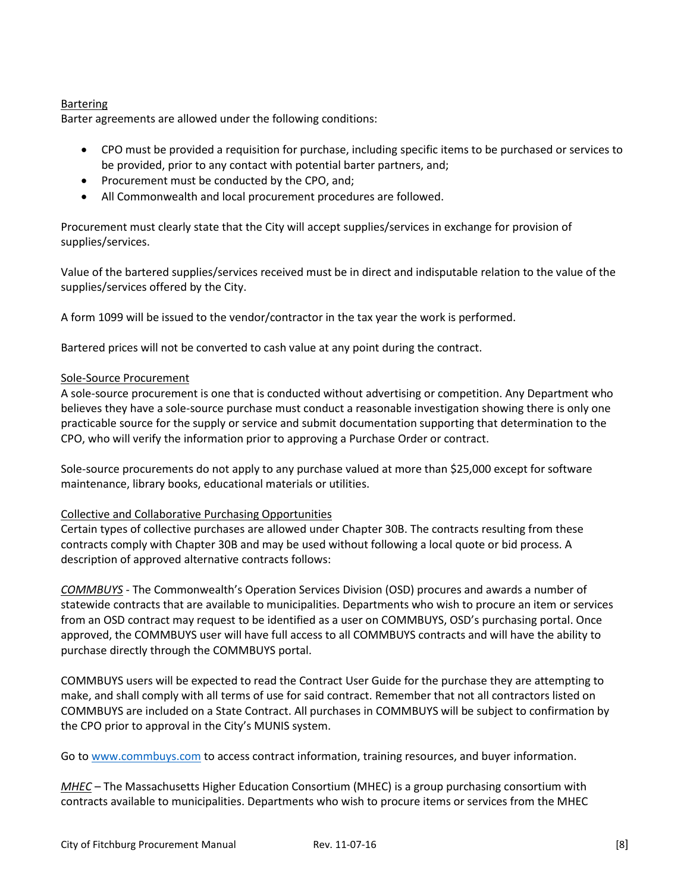Bartering

Barter agreements are allowed under the following conditions:

- CPO must be provided a requisition for purchase, including specific items to be purchased or services to be provided, prior to any contact with potential barter partners, and;
- Procurement must be conducted by the CPO, and;
- All Commonwealth and local procurement procedures are followed.

Procurement must clearly state that the City will accept supplies/services in exchange for provision of supplies/services.

Value of the bartered supplies/services received must be in direct and indisputable relation to the value of the supplies/services offered by the City.

A form 1099 will be issued to the vendor/contractor in the tax year the work is performed.

Bartered prices will not be converted to cash value at any point during the contract.

Sole-Source Procurement

A sole-source procurement is one that is conducted without advertising or competition. Any Department who believes they have a sole-source purchase must conduct a reasonable investigation showing there is only one practicable source for the supply or service and submit documentation supporting that determination to the CPO, who will verify the information prior to approving a Purchase Order or contract.

Sole-source procurements do not apply to any purchase valued at more than $25,000 except for software maintenance, library books, educational materials or utilities.

Collective and Collaborative Purchasing Opportunities

Certain types of collective purchases are allowed under Chapter 30B. The contracts resulting from these contracts comply with Chapter 30B and may be used without following a local quote or bid process. A description of approved alternative contracts follows:

*COMMBUYS* - The Commonwealth's Operation Services Division (OSD) procures and awards a number of statewide contracts that are available to municipalities. Departments who wish to procure an item or services from an OSD contract may request to be identified as a user on COMMBUYS, OSD's purchasing portal. Once approved, the COMMBUYS user will have full access to all COMMBUYS contracts and will have the ability to purchase directly through the COMMBUYS portal.

COMMBUYS users will be expected to read the Contract User Guide for the purchase they are attempting to make, and shall comply with all terms of use for said contract. Remember that not all contractors listed on COMMBUYS are included on a State Contract. All purchases in COMMBUYS will be subject to confirmation by the CPO prior to approval in the City's MUNIS system.

Go to www.commbuys.com to access contract information, training resources, and buyer information.

*MHEC* – The Massachusetts Higher Education Consortium (MHEC) is a group purchasing consortium with contracts available to municipalities. Departments who wish to procure items or services from the MHEC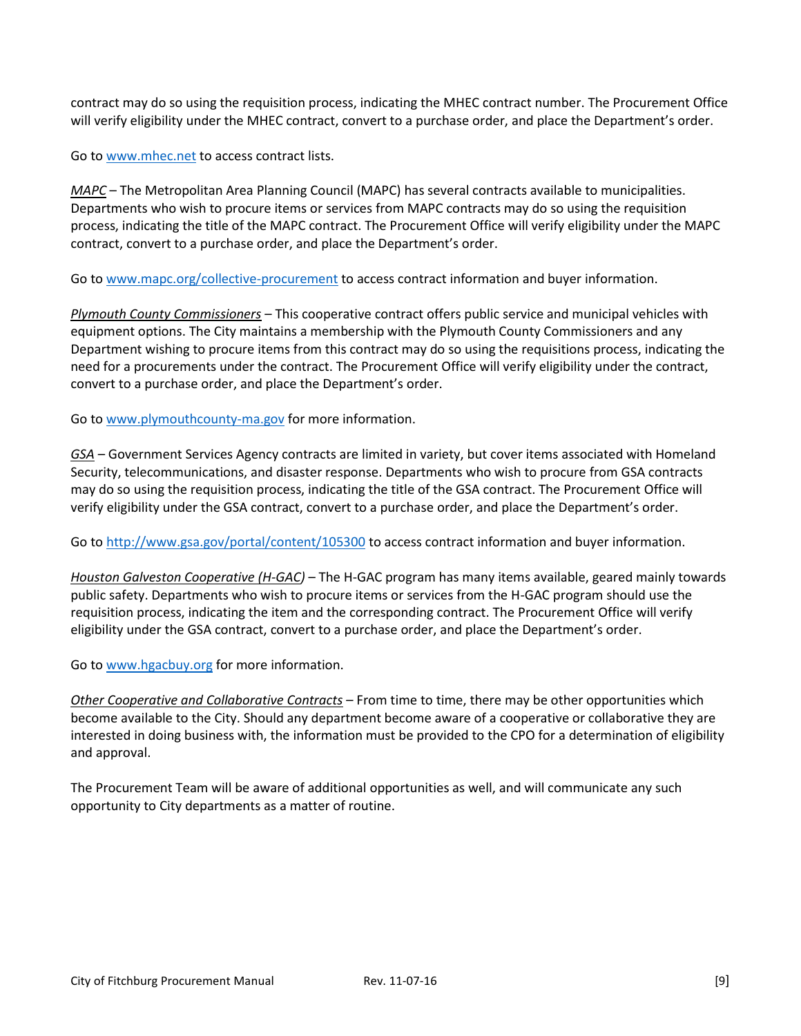contract may do so using the requisition process, indicating the MHEC contract number. The Procurement Office will verify eligibility under the MHEC contract, convert to a purchase order, and place the Department's order.

Go to [www.mhec.net](www.mhec.net) to access contract lists.

*MAPC* – The Metropolitan Area Planning Council (MAPC) has several contracts available to municipalities. Departments who wish to procure items or services from MAPC contracts may do so using the requisition process, indicating the title of the MAPC contract. The Procurement Office will verify eligibility under the MAPC contract, convert to a purchase order, and place the Department's order.

Go to [www.mapc.org/collective-procurement](www.mapc.org/collective-procurement) to access contract information and buyer information.

*Plymouth County Commissioners* – This cooperative contract offers public service and municipal vehicles with equipment options. The City maintains a membership with the Plymouth County Commissioners and any Department wishing to procure items from this contract may do so using the requisitions process, indicating the need for a procurements under the contract. The Procurement Office will verify eligibility under the contract, convert to a purchase order, and place the Department's order.

Go to [www.plymouthcounty-ma.gov](www.plymouthcounty-ma.gov) for more information.

*GSA* – Government Services Agency contracts are limited in variety, but cover items associated with Homeland Security, telecommunications, and disaster response. Departments who wish to procure from GSA contracts may do so using the requisition process, indicating the title of the GSA contract. The Procurement Office will verify eligibility under the GSA contract, convert to a purchase order, and place the Department's order.

Go to [http://www.gsa.gov/portal/content/105300](http://www.gsa.gov/portal/content/105300) to access contract information and buyer information.

*Houston Galveston Cooperative (H-GAC)* – The H-GAC program has many items available, geared mainly towards public safety. Departments who wish to procure items or services from the H-GAC program should use the requisition process, indicating the item and the corresponding contract. The Procurement Office will verify eligibility under the GSA contract, convert to a purchase order, and place the Department's order.

Go to [www.hgacbuy.org](www.hgacbuy.org) for more information.

*Other Cooperative and Collaborative Contracts* – From time to time, there may be other opportunities which become available to the City. Should any department become aware of a cooperative or collaborative they are interested in doing business with, the information must be provided to the CPO for a determination of eligibility and approval.

The Procurement Team will be aware of additional opportunities as well, and will communicate any such opportunity to City departments as a matter of routine.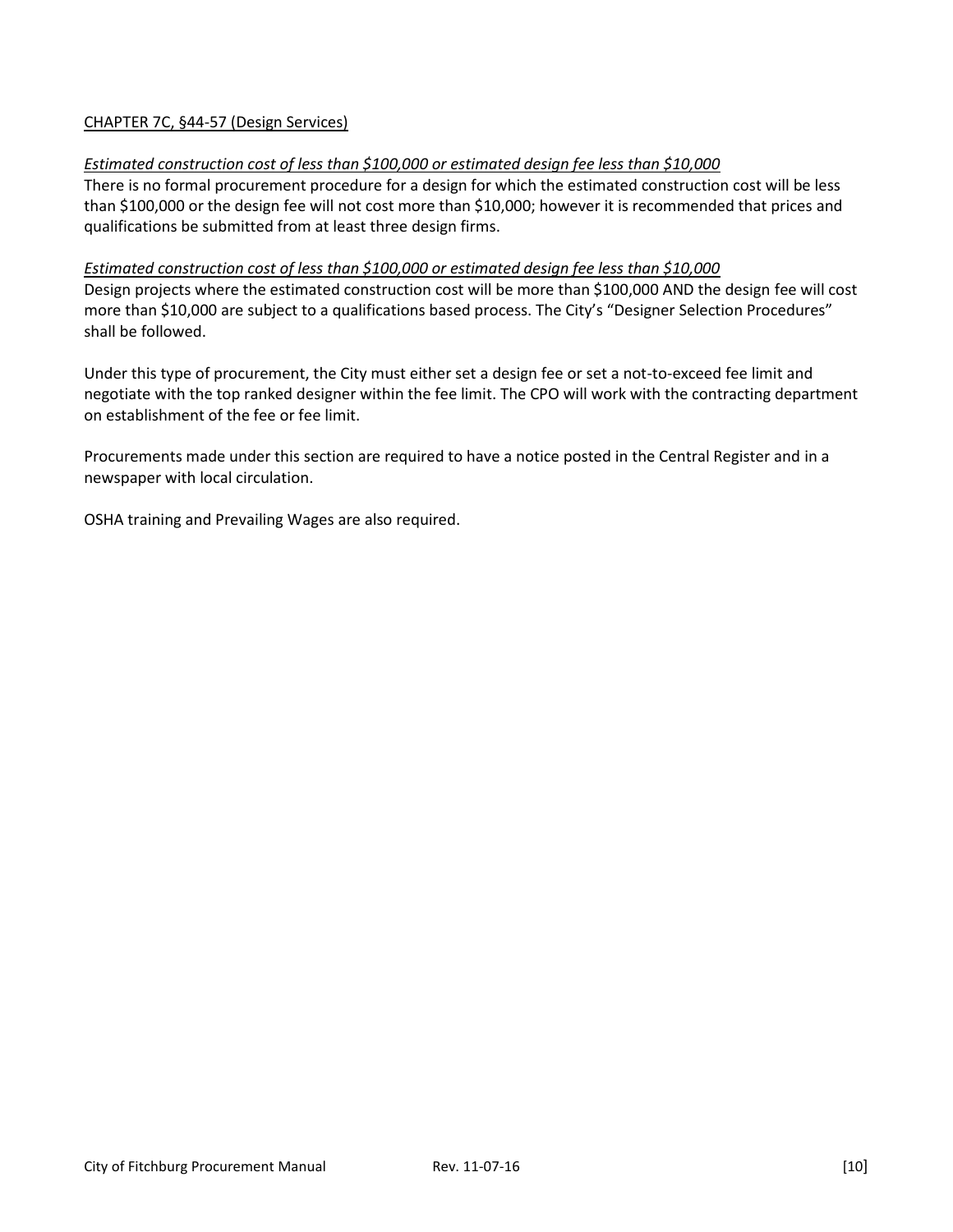CHAPTER 7C, §44-57 (Design Services)

*Estimated construction cost of less than $100,000 or estimated design fee less than $10,000*

There is no formal procurement procedure for a design for which the estimated construction cost will be less than $100,000 or the design fee will not cost more than $10,000; however it is recommended that prices and qualifications be submitted from at least three design firms.

*Estimated construction cost of less than $100,000 or estimated design fee less than $10,000*

Design projects where the estimated construction cost will be more than $100,000 AND the design fee will cost more than $10,000 are subject to a qualifications based process. The City's "Designer Selection Procedures" shall be followed.

Under this type of procurement, the City must either set a design fee or set a not-to-exceed fee limit and negotiate with the top ranked designer within the fee limit. The CPO will work with the contracting department on establishment of the fee or fee limit.

Procurements made under this section are required to have a notice posted in the Central Register and in a newspaper with local circulation.

OSHA training and Prevailing Wages are also required.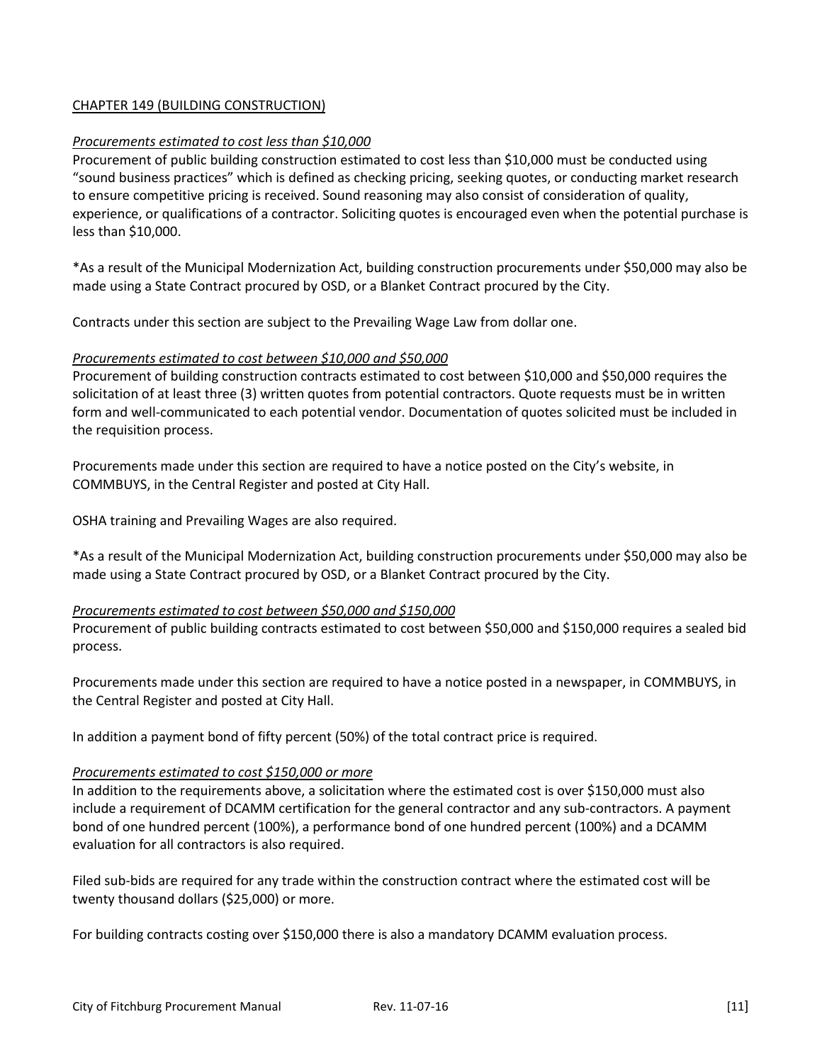CHAPTER 149 (BUILDING CONSTRUCTION)

*Procurements estimated to cost less than $10,000*

Procurement of public building construction estimated to cost less than $10,000 must be conducted using "sound business practices" which is defined as checking pricing, seeking quotes, or conducting market research to ensure competitive pricing is received. Sound reasoning may also consist of consideration of quality, experience, or qualifications of a contractor. Soliciting quotes is encouraged even when the potential purchase is less than $10,000.

*As a result of the Municipal Modernization Act, building construction procurements under $50,000 may also be made using a State Contract procured by OSD, or a Blanket Contract procured by the City.

Contracts under this section are subject to the Prevailing Wage Law from dollar one.

*Procurements estimated to cost between $10,000 and $50,000*

Procurement of building construction contracts estimated to cost between $10,000 and $50,000 requires the solicitation of at least three (3) written quotes from potential contractors. Quote requests must be in written form and well-communicated to each potential vendor. Documentation of quotes solicited must be included in the requisition process.

Procurements made under this section are required to have a notice posted on the City's website, in COMMBUYS, in the Central Register and posted at City Hall.

OSHA training and Prevailing Wages are also required.

*As a result of the Municipal Modernization Act, building construction procurements under $50,000 may also be made using a State Contract procured by OSD, or a Blanket Contract procured by the City.

*Procurements estimated to cost between $50,000 and $150,000*

Procurement of public building contracts estimated to cost between $50,000 and $150,000 requires a sealed bid process.

Procurements made under this section are required to have a notice posted in a newspaper, in COMMBUYS, in the Central Register and posted at City Hall.

In addition a payment bond of fifty percent (50%) of the total contract price is required.

*Procurements estimated to cost $150,000 or more*

In addition to the requirements above, a solicitation where the estimated cost is over $150,000 must also include a requirement of DCAMM certification for the general contractor and any sub-contractors. A payment bond of one hundred percent (100%), a performance bond of one hundred percent (100%) and a DCAMM evaluation for all contractors is also required.

Filed sub-bids are required for any trade within the construction contract where the estimated cost will be twenty thousand dollars ($25,000) or more.

For building contracts costing over $150,000 there is also a mandatory DCAMM evaluation process.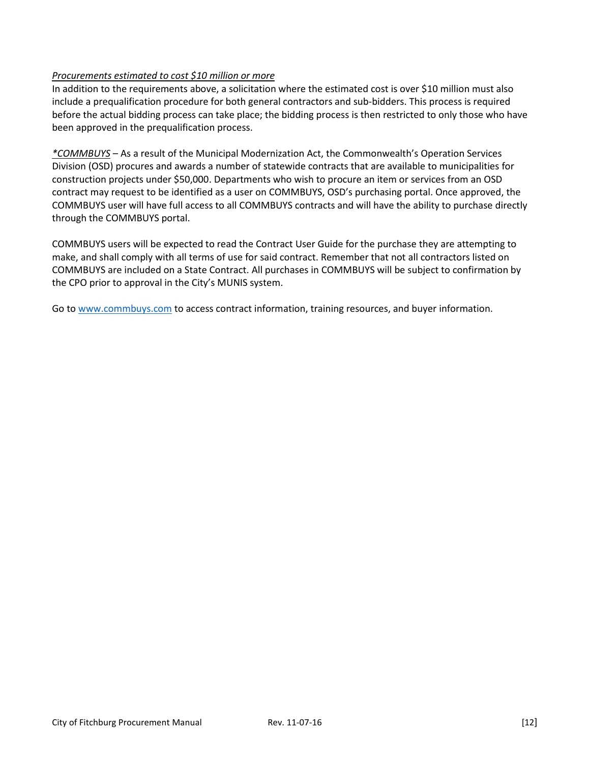*Procurements estimated to cost $10 million or more*

In addition to the requirements above, a solicitation where the estimated cost is over $10 million must also include a prequalification procedure for both general contractors and sub-bidders. This process is required before the actual bidding process can take place; the bidding process is then restricted to only those who have been approved in the prequalification process.

*\*COMMBUYS* – As a result of the Municipal Modernization Act, the Commonwealth's Operation Services Division (OSD) procures and awards a number of statewide contracts that are available to municipalities for construction projects under $50,000. Departments who wish to procure an item or services from an OSD contract may request to be identified as a user on COMMBUYS, OSD's purchasing portal. Once approved, the COMMBUYS user will have full access to all COMMBUYS contracts and will have the ability to purchase directly through the COMMBUYS portal.

COMMBUYS users will be expected to read the Contract User Guide for the purchase they are attempting to make, and shall comply with all terms of use for said contract. Remember that not all contractors listed on COMMBUYS are included on a State Contract. All purchases in COMMBUYS will be subject to confirmation by the CPO prior to approval in the City's MUNIS system.

Go to [www.commbuys.com](http://www.commbuys.com) to access contract information, training resources, and buyer information.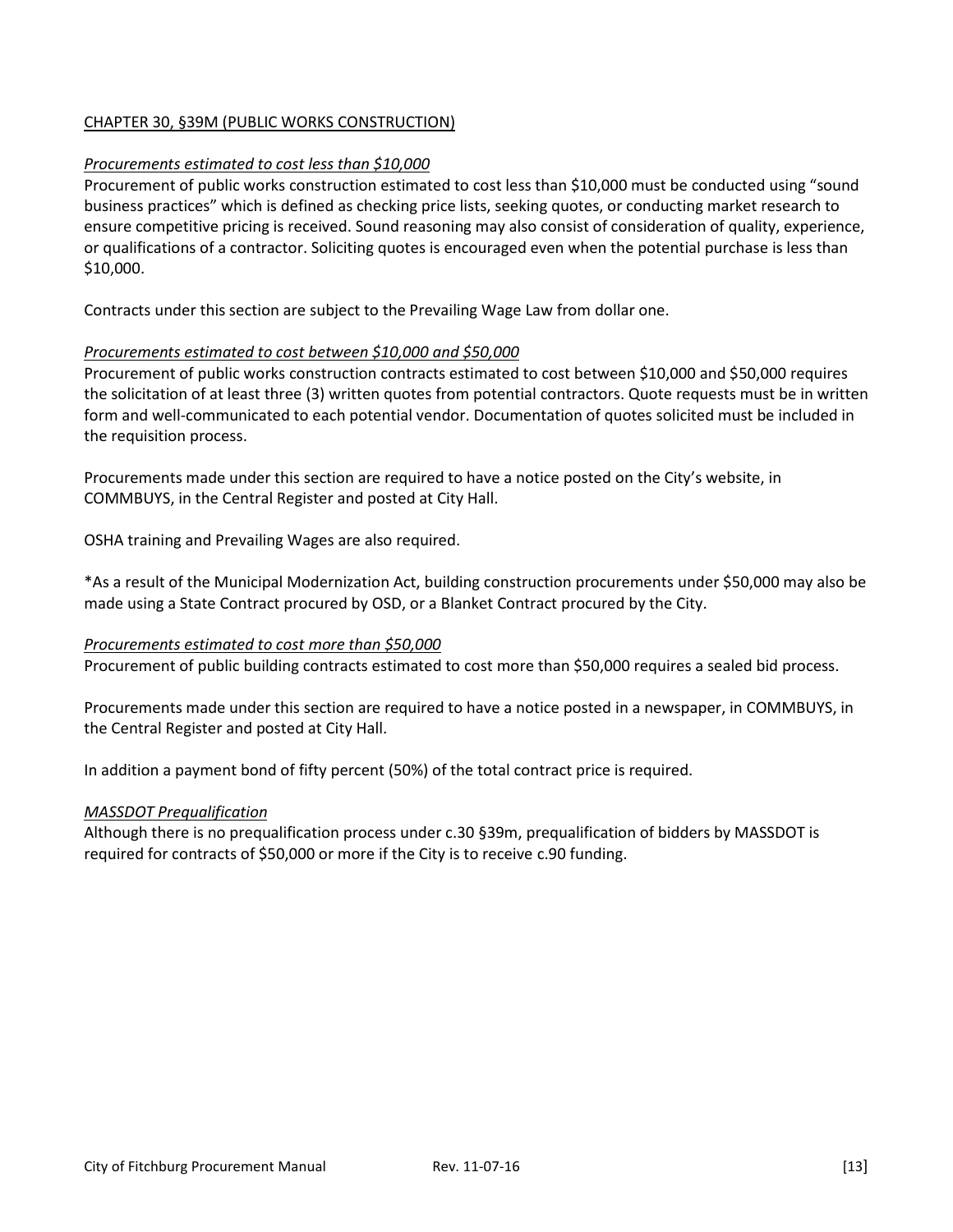## CHAPTER 30, §39M (PUBLIC WORKS CONSTRUCTION)

### *Procurements estimated to cost less than $10,000*

Procurement of public works construction estimated to cost less than $10,000 must be conducted using "sound business practices" which is defined as checking price lists, seeking quotes, or conducting market research to ensure competitive pricing is received. Sound reasoning may also consist of consideration of quality, experience, or qualifications of a contractor. Soliciting quotes is encouraged even when the potential purchase is less than $10,000.

Contracts under this section are subject to the Prevailing Wage Law from dollar one.

### *Procurements estimated to cost between $10,000 and $50,000*

Procurement of public works construction contracts estimated to cost between $10,000 and $50,000 requires the solicitation of at least three (3) written quotes from potential contractors. Quote requests must be in written form and well-communicated to each potential vendor. Documentation of quotes solicited must be included in the requisition process.

Procurements made under this section are required to have a notice posted on the City's website, in COMMBUYS, in the Central Register and posted at City Hall.

OSHA training and Prevailing Wages are also required.

*As a result of the Municipal Modernization Act, building construction procurements under $50,000 may also be made using a State Contract procured by OSD, or a Blanket Contract procured by the City.

### *Procurements estimated to cost more than $50,000*

Procurement of public building contracts estimated to cost more than $50,000 requires a sealed bid process.

Procurements made under this section are required to have a notice posted in a newspaper, in COMMBUYS, in the Central Register and posted at City Hall.

In addition a payment bond of fifty percent (50%) of the total contract price is required.

### *MASSDOT Prequalification*

Although there is no prequalification process under c.30 §39m, prequalification of bidders by MASSDOT is required for contracts of $50,000 or more if the City is to receive c.90 funding.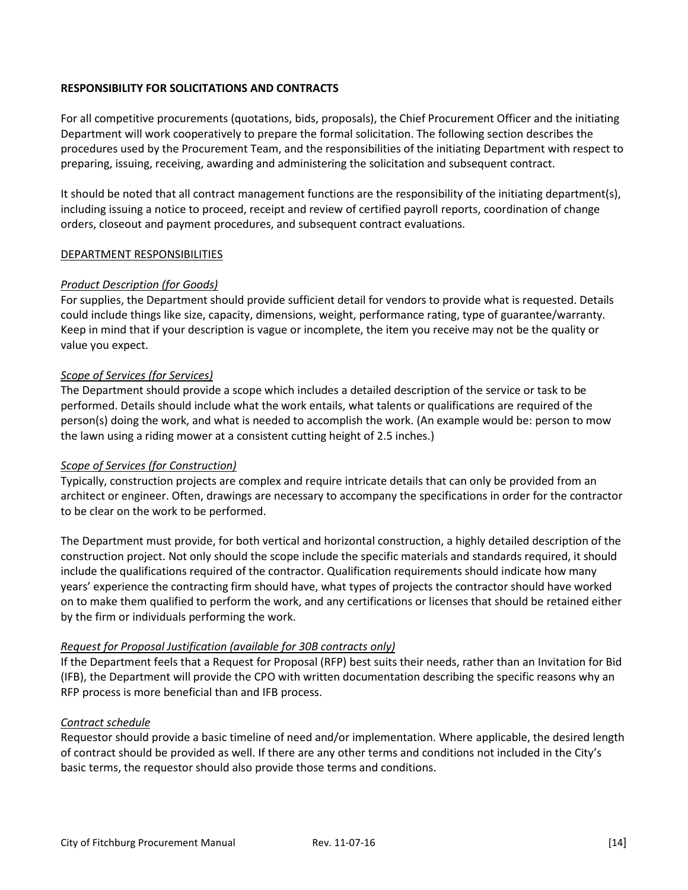**RESPONSIBILITY FOR SOLICITATIONS AND CONTRACTS**

For all competitive procurements (quotations, bids, proposals), the Chief Procurement Officer and the initiating Department will work cooperatively to prepare the formal solicitation. The following section describes the procedures used by the Procurement Team, and the responsibilities of the initiating Department with respect to preparing, issuing, receiving, awarding and administering the solicitation and subsequent contract.

It should be noted that all contract management functions are the responsibility of the initiating department(s), including issuing a notice to proceed, receipt and review of certified payroll reports, coordination of change orders, closeout and payment procedures, and subsequent contract evaluations.

<u>DEPARTMENT RESPONSIBILITIES</u>

*<u>Product Description (for Goods)</u>*
For supplies, the Department should provide sufficient detail for vendors to provide what is requested. Details could include things like size, capacity, dimensions, weight, performance rating, type of guarantee/warranty. Keep in mind that if your description is vague or incomplete, the item you receive may not be the quality or value you expect.

*<u>Scope of Services (for Services)</u>*
The Department should provide a scope which includes a detailed description of the service or task to be performed. Details should include what the work entails, what talents or qualifications are required of the person(s) doing the work, and what is needed to accomplish the work. (An example would be: person to mow the lawn using a riding mower at a consistent cutting height of 2.5 inches.)

*<u>Scope of Services (for Construction)</u>*
Typically, construction projects are complex and require intricate details that can only be provided from an architect or engineer. Often, drawings are necessary to accompany the specifications in order for the contractor to be clear on the work to be performed.

The Department must provide, for both vertical and horizontal construction, a highly detailed description of the construction project. Not only should the scope include the specific materials and standards required, it should include the qualifications required of the contractor. Qualification requirements should indicate how many years' experience the contracting firm should have, what types of projects the contractor should have worked on to make them qualified to perform the work, and any certifications or licenses that should be retained either by the firm or individuals performing the work.

*<u>Request for Proposal Justification (available for 30B contracts only)</u>*
If the Department feels that a Request for Proposal (RFP) best suits their needs, rather than an Invitation for Bid (IFB), the Department will provide the CPO with written documentation describing the specific reasons why an RFP process is more beneficial than and IFB process.

*<u>Contract schedule</u>*
Requestor should provide a basic timeline of need and/or implementation. Where applicable, the desired length of contract should be provided as well. If there are any other terms and conditions not included in the City's basic terms, the requestor should also provide those terms and conditions.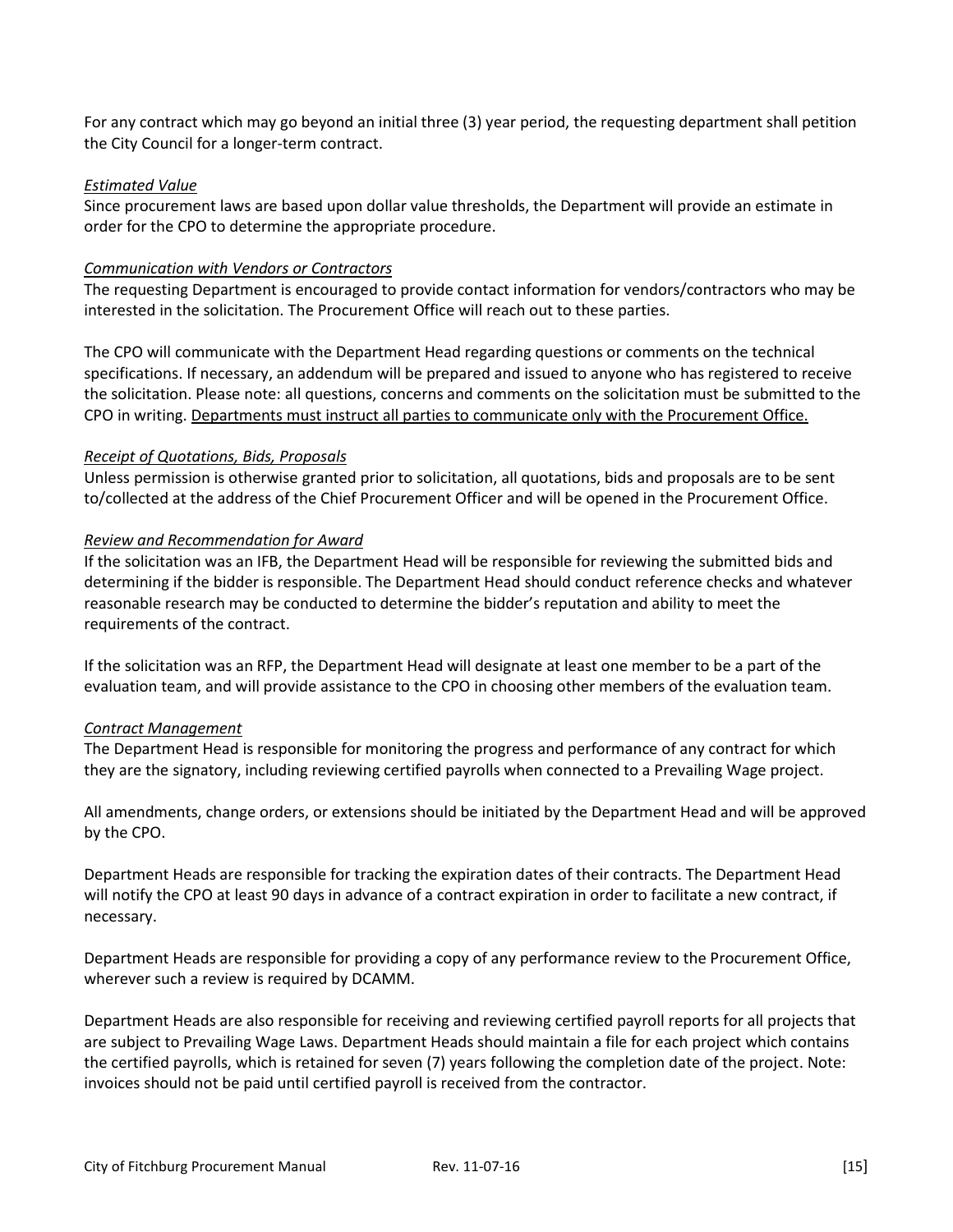For any contract which may go beyond an initial three (3) year period, the requesting department shall petition the City Council for a longer-term contract.

*Estimated Value*
Since procurement laws are based upon dollar value thresholds, the Department will provide an estimate in order for the CPO to determine the appropriate procedure.

*Communication with Vendors or Contractors*
The requesting Department is encouraged to provide contact information for vendors/contractors who may be interested in the solicitation. The Procurement Office will reach out to these parties.

The CPO will communicate with the Department Head regarding questions or comments on the technical specifications. If necessary, an addendum will be prepared and issued to anyone who has registered to receive the solicitation. Please note: all questions, concerns and comments on the solicitation must be submitted to the CPO in writing. <u>Departments must instruct all parties to communicate only with the Procurement Office.</u>

*Receipt of Quotations, Bids, Proposals*
Unless permission is otherwise granted prior to solicitation, all quotations, bids and proposals are to be sent to/collected at the address of the Chief Procurement Officer and will be opened in the Procurement Office.

*Review and Recommendation for Award*
If the solicitation was an IFB, the Department Head will be responsible for reviewing the submitted bids and determining if the bidder is responsible. The Department Head should conduct reference checks and whatever reasonable research may be conducted to determine the bidder's reputation and ability to meet the requirements of the contract.

If the solicitation was an RFP, the Department Head will designate at least one member to be a part of the evaluation team, and will provide assistance to the CPO in choosing other members of the evaluation team.

*Contract Management*
The Department Head is responsible for monitoring the progress and performance of any contract for which they are the signatory, including reviewing certified payrolls when connected to a Prevailing Wage project.

All amendments, change orders, or extensions should be initiated by the Department Head and will be approved by the CPO.

Department Heads are responsible for tracking the expiration dates of their contracts. The Department Head will notify the CPO at least 90 days in advance of a contract expiration in order to facilitate a new contract, if necessary.

Department Heads are responsible for providing a copy of any performance review to the Procurement Office, wherever such a review is required by DCAMM.

Department Heads are also responsible for receiving and reviewing certified payroll reports for all projects that are subject to Prevailing Wage Laws. Department Heads should maintain a file for each project which contains the certified payrolls, which is retained for seven (7) years following the completion date of the project. Note: invoices should not be paid until certified payroll is received from the contractor.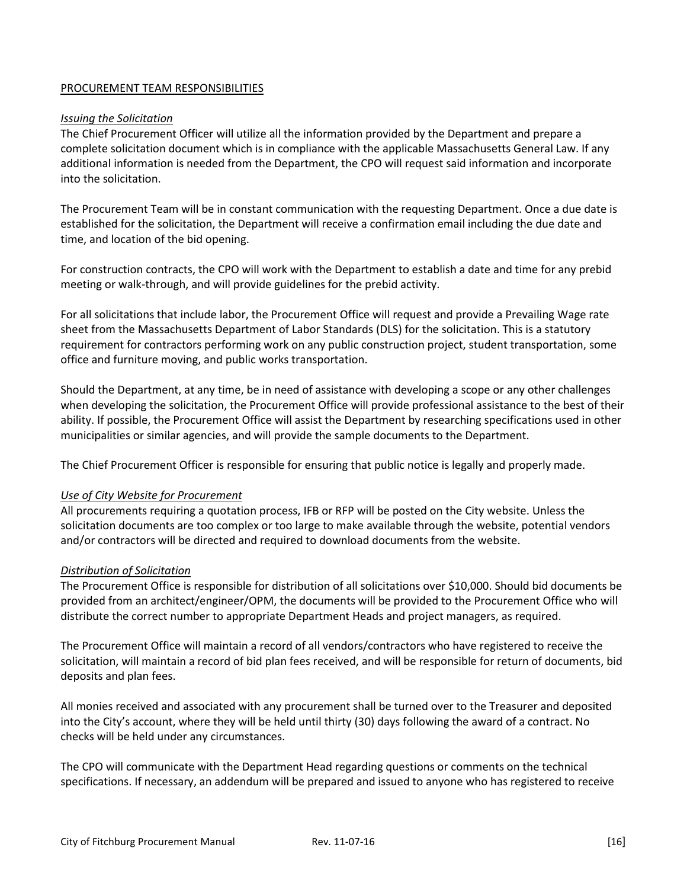PROCUREMENT TEAM RESPONSIBILITIES

*Issuing the Solicitation*

The Chief Procurement Officer will utilize all the information provided by the Department and prepare a complete solicitation document which is in compliance with the applicable Massachusetts General Law. If any additional information is needed from the Department, the CPO will request said information and incorporate into the solicitation.

The Procurement Team will be in constant communication with the requesting Department. Once a due date is established for the solicitation, the Department will receive a confirmation email including the due date and time, and location of the bid opening.

For construction contracts, the CPO will work with the Department to establish a date and time for any prebid meeting or walk-through, and will provide guidelines for the prebid activity.

For all solicitations that include labor, the Procurement Office will request and provide a Prevailing Wage rate sheet from the Massachusetts Department of Labor Standards (DLS) for the solicitation. This is a statutory requirement for contractors performing work on any public construction project, student transportation, some office and furniture moving, and public works transportation.

Should the Department, at any time, be in need of assistance with developing a scope or any other challenges when developing the solicitation, the Procurement Office will provide professional assistance to the best of their ability. If possible, the Procurement Office will assist the Department by researching specifications used in other municipalities or similar agencies, and will provide the sample documents to the Department.

The Chief Procurement Team Officer is responsible for ensuring that public notice is legally and properly made.

*Use of City Website for Procurement*

All procurements requiring a quotation process, IFB or RFP will be posted on the City website. Unless the solicitation documents are too complex or too large to make available through the website, potential vendors and/or contractors will be directed and required to download documents from the website.

*Distribution of Solicitation*

The Procurement Office is responsible for distribution of all solicitations over $10,000. Should bid documents be provided from an architect/engineer/OPM, the documents will be provided to the Procurement Office who will distribute the correct number to appropriate Department Heads and project managers, as required.

The Procurement Office will maintain a record of all vendors/contractors who have registered to receive the solicitation, will maintain a record of bid plan fees received, and will be responsible for return of documents, bid deposits and plan fees.

All monies received and associated with any procurement shall be turned over to the Treasurer and deposited into the City's account, where they will be held until thirty (30) days following the award of a contract. No checks will be held under any circumstances.

The CPO will communicate with the Department Head regarding questions or comments on the technical specifications. If necessary, an addendum will be prepared and issued to anyone who has registered to receive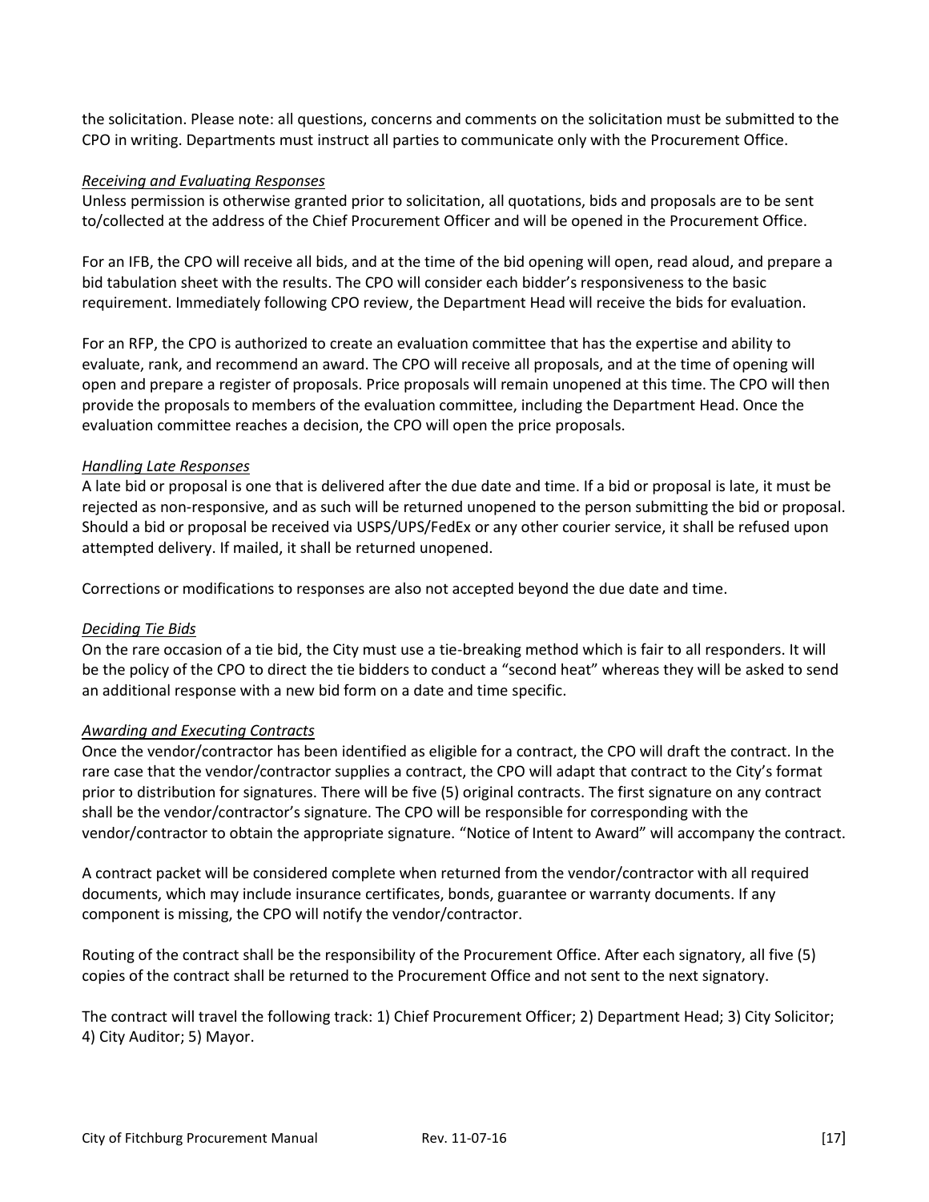the solicitation. Please note: all questions, concerns and comments on the solicitation must be submitted to the CPO in writing. Departments must instruct all parties to communicate only with the Procurement Office.

*Receiving and Evaluating Responses*

Unless permission is otherwise granted prior to solicitation, all quotations, bids and proposals are to be sent to/collected at the address of the Chief Procurement Officer and will be opened in the Procurement Office.

For an IFB, the CPO will receive all bids, and at the time of the bid opening will open, read aloud, and prepare a bid tabulation sheet with the results. The CPO will consider each bidder's responsiveness to the basic requirement. Immediately following CPO review, the Department Head will receive the bids for evaluation.

For an RFP, the CPO is authorized to create an evaluation committee that has the expertise and ability to evaluate, rank, and recommend an award. The CPO will receive all proposals, and at the time of opening will open and prepare a register of proposals. Price proposals will remain unopened at this time. The CPO will then provide the proposals to members of the evaluation committee, including the Department Head. Once the evaluation committee reaches a decision, the CPO will open the price proposals.

*Handling Late Responses*

A late bid or proposal is one that is delivered after the due date and time. If a bid or proposal is late, it must be rejected as non-responsive, and as such will be returned unopened to the person submitting the bid or proposal. Should a bid or proposal be received via USPS/UPS/FedEx or any other courier service, it shall be refused upon attempted delivery. If mailed, it shall be returned unopened.

Corrections or modifications to responses are also not accepted beyond the due date and time.

*Deciding Tie Bids*

On the rare occasion of a tie bid, the City must use a tie-breaking method which is fair to all responders. It will be the policy of the CPO to direct the tie bidders to conduct a "second heat" whereas they will be asked to send an additional response with a new bid form on a date and time specific.

*Awarding and Executing Contracts*

Once the vendor/contractor has been identified as eligible for a contract, the CPO will draft the contract. In the rare case that the vendor/contractor supplies a contract, the CPO will adapt that contract to the City's format prior to distribution for signatures. There will be five (5) original contracts. The first signature on any contract shall be the vendor/contractor's signature. The CPO will be responsible for corresponding with the vendor/contractor to obtain the appropriate signature. "Notice of Intent to Award" will accompany the contract.

A contract packet will be considered complete when returned from the vendor/contractor with all required documents, which may include insurance certificates, bonds, guarantee or warranty documents. If any component is missing, the CPO will notify the vendor/contractor.

Routing of the contract shall be the responsibility of the Procurement Office. After each signatory, all five (5) copies of the contract shall be returned to the Procurement Office and not sent to the next signatory.

The contract will travel the following track: 1) Chief Procurement Officer; 2) Department Head; 3) City Solicitor; 4) City Auditor; 5) Mayor.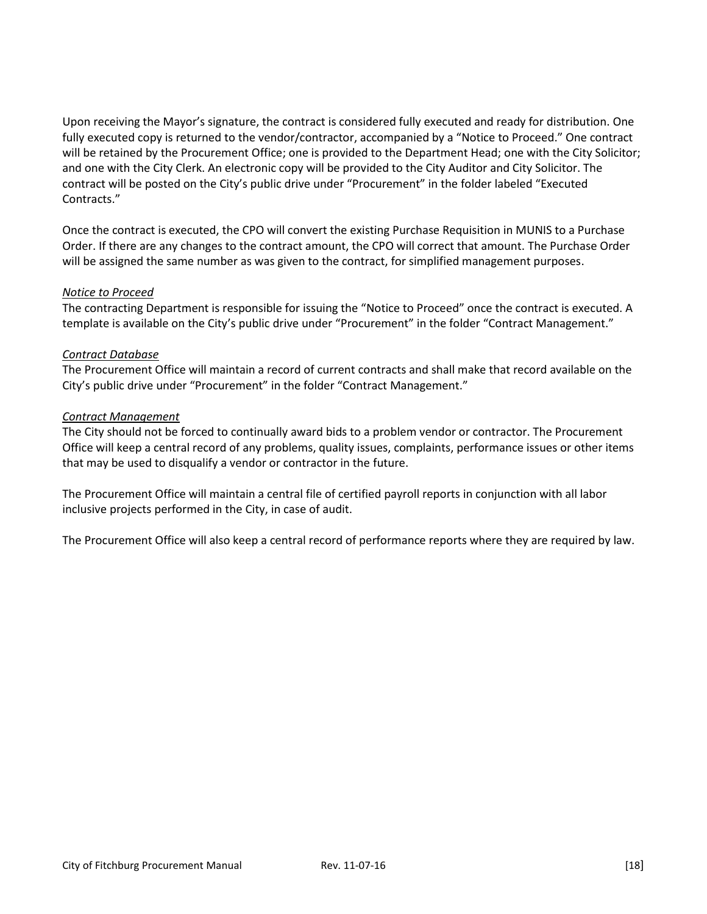Upon receiving the Mayor's signature, the contract is considered fully executed and ready for distribution. One fully executed copy is returned to the vendor/contractor, accompanied by a "Notice to Proceed." One contract will be retained by the Procurement Office; one is provided to the Department Head; one with the City Solicitor; and one with the City Clerk. An electronic copy will be provided to the City Auditor and City Solicitor. The contract will be posted on the City's public drive under "Procurement" in the folder labeled "Executed Contracts."

Once the contract is executed, the CPO will convert the existing Purchase Requisition in MUNIS to a Purchase Order. If there are any changes to the contract amount, the CPO will correct that amount. The Purchase Order will be assigned the same number as was given to the contract, for simplified management purposes.

*Notice to Proceed*

The contracting Department is responsible for issuing the "Notice to Proceed" once the contract is executed. A template is available on the City's public drive under "Procurement" in the folder "Contract Management."

*Contract Database*

The Procurement Office will maintain a record of current contracts and shall make that record available on the City's public drive under "Procurement" in the folder "Contract Management."

*Contract Management*

The City should not be forced to continually award bids to a problem vendor or contractor. The Procurement Office will keep a central record of any problems, quality issues, complaints, performance issues or other items that may be used to disqualify a vendor or contractor in the future.

The Procurement Office will maintain a central file of certified payroll reports in conjunction with all labor inclusive projects performed in the City, in case of audit.

The Procurement Office will also keep a central record of performance reports where they are required by law.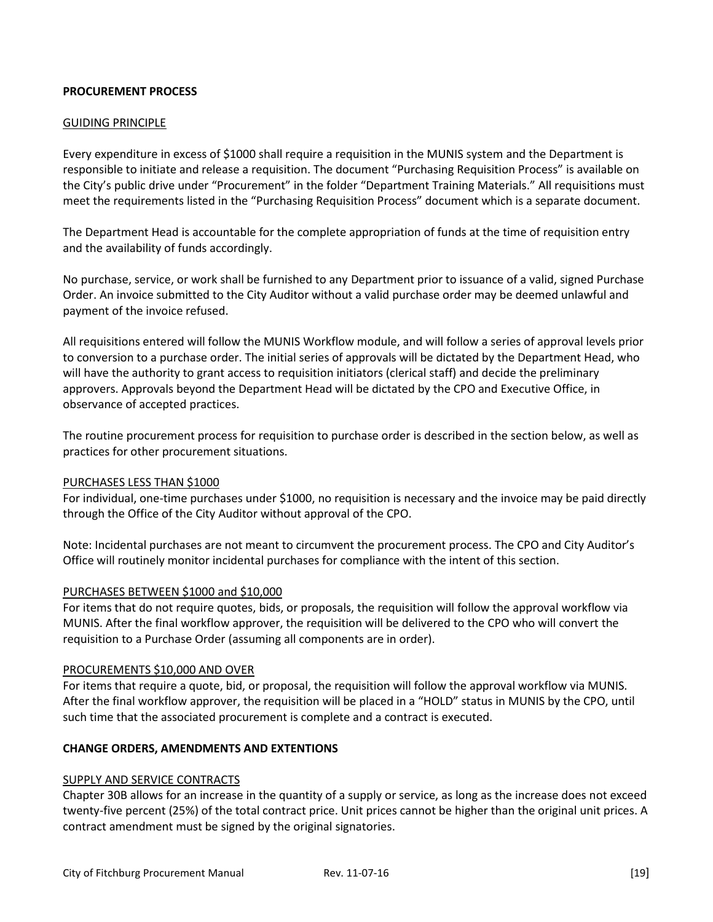## PROCUREMENT PROCESS

### GUIDING PRINCIPLE

Every expenditure in excess of $1000 shall require a requisition in the MUNIS system and the Department is responsible to initiate and release a requisition. The document "Purchasing Requisition Process" is available on the City's public drive under "Procurement" in the folder "Department Training Materials." All requisitions must meet the requirements listed in the "Purchasing Requisition Process" document which is a separate document.

The Department Head is accountable for the complete appropriation of funds at the time of requisition entry and the availability of funds accordingly.

No purchase, service, or work shall be furnished to any Department prior to issuance of a valid, signed Purchase Order. An invoice submitted to the City Auditor without a valid purchase order may be deemed unlawful and payment of the invoice refused.

All requisitions entered will follow the MUNIS Workflow module, and will follow a series of approval levels prior to conversion to a purchase order. The initial series of approvals will be dictated by the Department Head, who will have the authority to grant access to requisition initiators (clerical staff) and decide the preliminary approvers. Approvals beyond the Department Head will be dictated by the CPO and Executive Office, in observance of accepted practices.

The routine procurement process for requisition to purchase order is described in the section below, as well as practices for other procurement situations.

### PURCHASES LESS THAN $1000

For individual, one-time purchases under $1000, no requisition is necessary and the invoice may be paid directly through the Office of the City Auditor without approval of the CPO.

Note: Incidental purchases are not meant to circumvent the procurement process. The CPO and City Auditor's Office will routinely monitor incidental purchases for compliance with the intent of this section.

### PURCHASES BETWEEN $1000 and $10,000

For items that do not require quotes, bids, or proposals, the requisition will follow the approval workflow via MUNIS. After the final workflow approver, the requisition will be delivered to the CPO who will convert the requisition to a Purchase Order (assuming all components are in order).

### PROCUREMENTS $10,000 AND OVER

For items that require a quote, bid, or proposal, the requisition will follow the approval workflow via MUNIS. After the final workflow approver, the requisition will be placed in a "HOLD" status in MUNIS by the CPO, until such time that the associated procurement is complete and a contract is executed.

## CHANGE ORDERS, AMENDMENTS AND EXTENTIONS

### SUPPLY AND SERVICE CONTRACTS

Chapter 30B allows for an increase in the quantity of a supply or service, as long as the increase does not exceed twenty-five percent (25%) of the total contract price. Unit prices cannot be higher than the original unit prices. A contract amendment must be signed by the original signatories.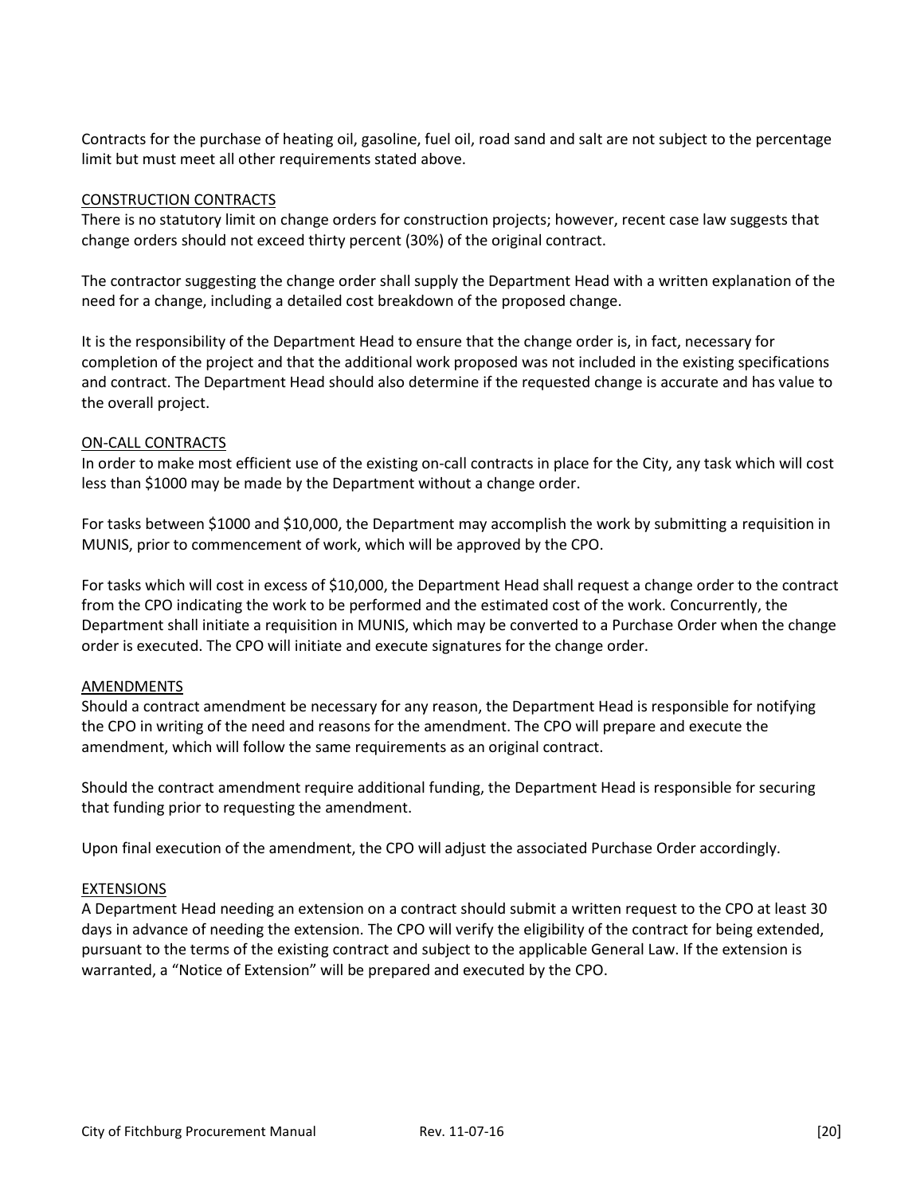Contracts for the purchase of heating oil, gasoline, fuel oil, road sand and salt are not subject to the percentage limit but must meet all other requirements stated above.

### CONSTRUCTION CONTRACTS

There is no statutory limit on change orders for construction projects; however, recent case law suggests that change orders should not exceed thirty percent (30%) of the original contract.

The contractor suggesting the change order shall supply the Department Head with a written explanation of the need for a change, including a detailed cost breakdown of the proposed change.

It is the responsibility of the Department Head to ensure that the change order is, in fact, necessary for completion of the project and that the additional work proposed was not included in the existing specifications and contract. The Department Head should also determine if the requested change is accurate and has value to the overall project.

### ON-CALL CONTRACTS

In order to make most efficient use of the existing on-call contracts in place for the City, any task which will cost less than $1000 may be made by the Department without a change order.

For tasks between $1000 and $10,000, the Department may accomplish the work by submitting a requisition in MUNIS, prior to commencement of work, which will be approved by the CPO.

For tasks which will cost in excess of $10,000, the Department Head shall request a change order to the contract from the CPO indicating the work to be performed and the estimated cost of the work. Concurrently, the Department shall initiate a requisition in MUNIS, which may be converted to a Purchase Order when the change order is executed. The CPO will initiate and execute signatures for the change order.

### AMENDMENTS

Should a contract amendment be necessary for any reason, the Department Head is responsible for notifying the CPO in writing of the need and reasons for the amendment. The CPO will prepare and execute the amendment, which will follow the same requirements as an original contract.

Should the contract amendment require additional funding, the Department Head is responsible for securing that funding prior to requesting the amendment.

Upon final execution of the amendment, the CPO will adjust the associated Purchase Order accordingly.

### EXTENSIONS

A Department Head needing an extension on a contract should submit a written request to the CPO at least 30 days in advance of needing the extension. The CPO will verify the eligibility of the contract for being extended, pursuant to the terms of the existing contract and subject to the applicable General Law. If the extension is warranted, a "Notice of Extension" will be prepared and executed by the CPO.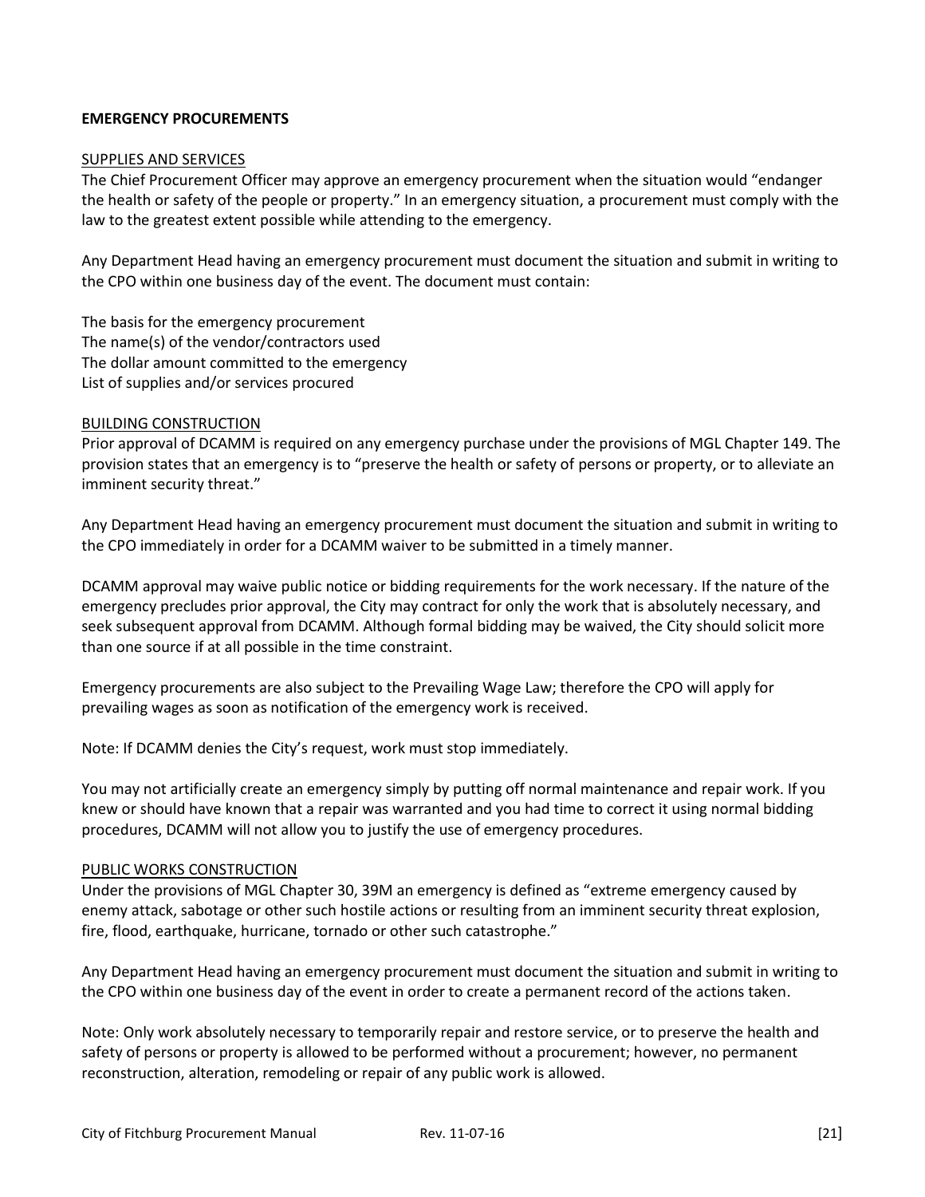**EMERGENCY PROCUREMENTS**

SUPPLIES AND SERVICES

The Chief Procurement Officer may approve an emergency procurement when the situation would "endanger the health or safety of the people or property." In an emergency situation, a procurement must comply with the law to the greatest extent possible while attending to the emergency.

Any Department Head having an emergency procurement must document the situation and submit in writing to the CPO within one business day of the event. The document must contain:

The basis for the emergency procurement
The name(s) of the vendor/contractors used
The dollar amount committed to the emergency
List of supplies and/or services procured

BUILDING CONSTRUCTION

Prior approval of DCAMM is required on any emergency purchase under the provisions of MGL Chapter 149. The provision states that an emergency is to "preserve the health or safety of persons or property, or to alleviate an imminent security threat."

Any Department Head having an emergency procurement must document the situation and submit in writing to the CPO immediately in order for a DCAMM waiver to be submitted in a timely manner.

DCAMM approval may waive public notice or bidding requirements for the work necessary. If the nature of the emergency precludes prior approval, the City may contract for only the work that is absolutely necessary, and seek subsequent approval from DCAMM. Although formal bidding may be waived, the City should solicit more than one source if at all possible in the time constraint.

Emergency procurements are also subject to the Prevailing Wage Law; therefore the CPO will apply for prevailing wages as soon as notification of the emergency work is received.

Note: If DCAMM denies the City's request, work must stop immediately.

You may not artificially create an emergency simply by putting off normal maintenance and repair work. If you knew or should have known that a repair was warranted and you had time to correct it using normal bidding procedures, DCAMM will not allow you to justify the use of emergency procedures.

PUBLIC WORKS CONSTRUCTION

Under the provisions of MGL Chapter 30, 39M an emergency is defined as "extreme emergency caused by enemy attack, sabotage or other such hostile actions or resulting from an imminent security threat explosion, fire, flood, earthquake, hurricane, tornado or other such catastrophe."

Any Department Head having an emergency procurement must document the situation and submit in writing to the CPO within one business day of the event in order to create a permanent record of the actions taken.

Note: Only work absolutely necessary to temporarily repair and restore service, or to preserve the health and safety of persons or property is allowed to be performed without a procurement; however, no permanent reconstruction, alteration, remodeling or repair of any public work is allowed.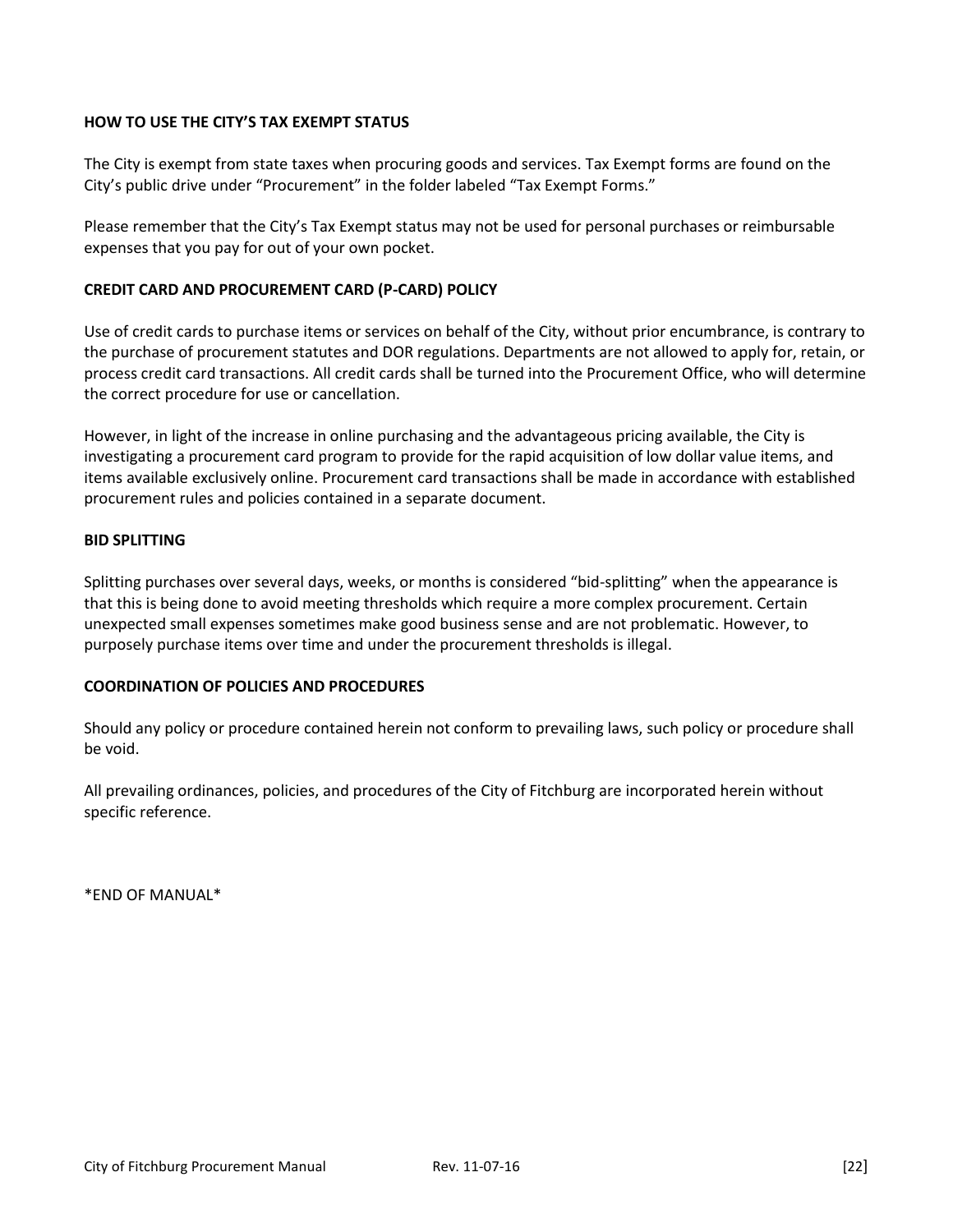**HOW TO USE THE CITY'S TAX EXEMPT STATUS**

The City is exempt from state taxes when procuring goods and services. Tax Exempt forms are found on the City's public drive under "Procurement" in the folder labeled "Tax Exempt Forms."

Please remember that the City's Tax Exempt status may not be used for personal purchases or reimbursable expenses that you pay for out of your own pocket.

**CREDIT CARD AND PROCUREMENT CARD (P-CARD) POLICY**

Use of credit cards to purchase items or services on behalf of the City, without prior encumbrance, is contrary to the purchase of procurement statutes and DOR regulations. Departments are not allowed to apply for, retain, or process credit card transactions. All credit cards shall be turned into the Procurement Office, who will determine the correct procedure for use or cancellation.

However, in light of the increase in online purchasing and the advantageous pricing available, the City is investigating a procurement card program to provide for the rapid acquisition of low dollar value items, and items available exclusively online. Procurement card transactions shall be made in accordance with established procurement rules and policies contained in a separate document.

**BID SPLITTING**

Splitting purchases over several days, weeks, or months is considered "bid-splitting" when the appearance is that this is being done to avoid meeting thresholds which require a more complex procurement. Certain unexpected small expenses sometimes make good business sense and are not problematic. However, to purposely purchase items over time and under the procurement thresholds is illegal.

**COORDINATION OF POLICIES AND PROCEDURES**

Should any policy or procedure contained herein not conform to prevailing laws, such policy or procedure shall be void.

All prevailing ordinances, policies, and procedures of the City of Fitchburg are incorporated herein without specific reference.

*END OF MANUAL*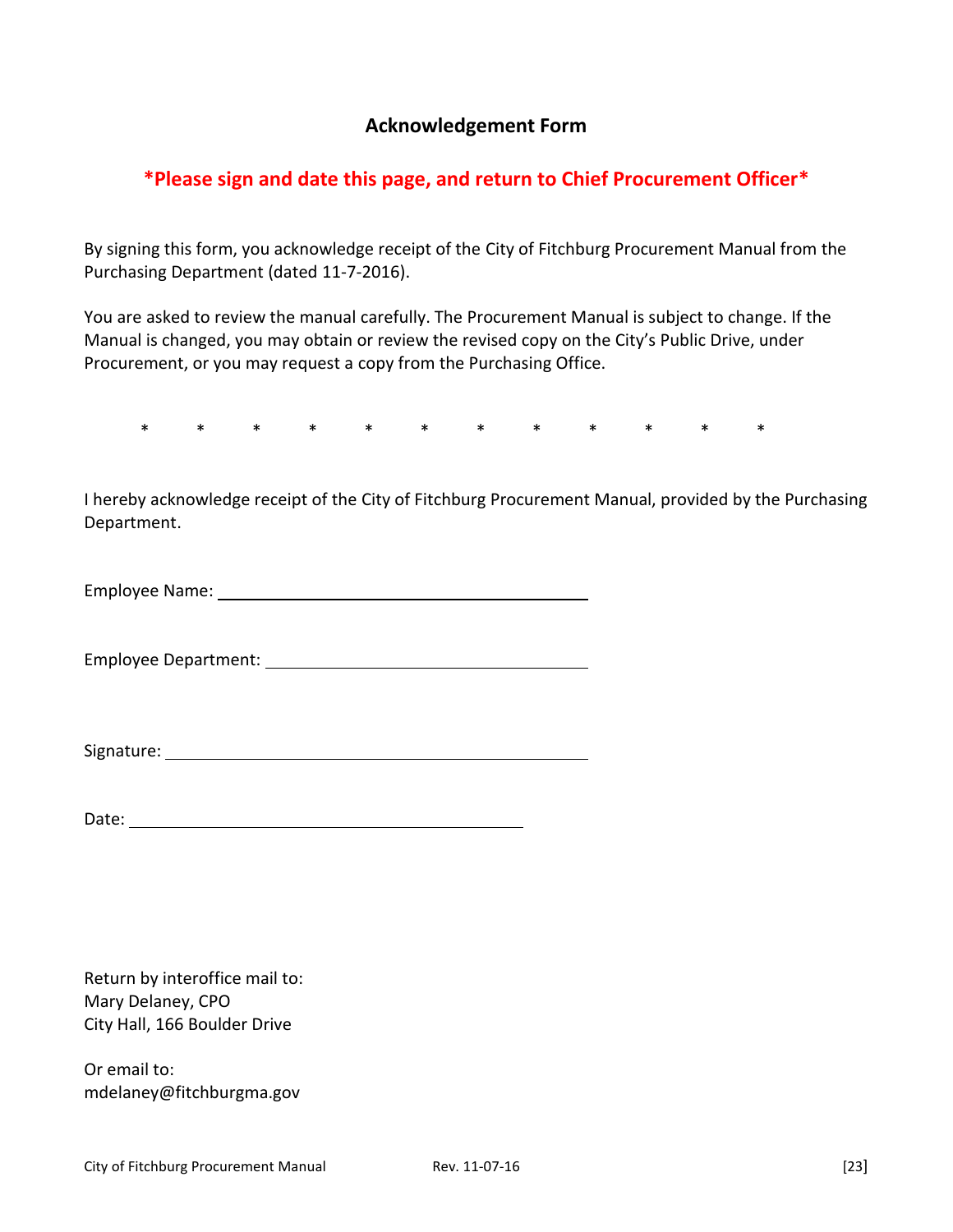## Acknowledgement Form

**\*Please sign and date this page, and return to Chief Procurement Officer\***

By signing this form, you acknowledge receipt of the City of Fitchburg Procurement Manual from the Purchasing Department (dated 11-7-2016).

You are asked to review the manual carefully. The Procurement Manual is subject to change. If the Manual is changed, you may obtain or review the revised copy on the City's Public Drive, under Procurement, or you may request a copy from the Purchasing Office.

\* \* \* \* \* \* \* \* \* \* \* \*

I hereby acknowledge receipt of the City of Fitchburg Procurement Manual, provided by the Purchasing Department.

Employee Name: \_\_\_\_\_\_\_\_\_\_\_\_\_\_\_\_\_\_\_\_\_\_\_\_\_\_\_\_\_\_\_\_\_\_\_\_\_\_\_\_

Employee Department: \_\_\_\_\_\_\_\_\_\_\_\_\_\_\_\_\_\_\_\_\_\_\_\_\_\_\_\_\_\_\_\_\_\_

Signature: \_\_\_\_\_\_\_\_\_\_\_\_\_\_\_\_\_\_\_\_\_\_\_\_\_\_\_\_\_\_\_\_\_\_\_\_\_\_\_\_\_\_\_\_

Date: \_\_\_\_\_\_\_\_\_\_\_\_\_\_\_\_\_\_\_\_\_\_\_\_\_\_\_\_\_\_\_\_\_\_\_\_\_\_\_\_

Return by interoffice mail to:
Mary Delaney, CPO
City Hall, 166 Boulder Drive

Or email to:
mdelaney@fitchburgma.gov